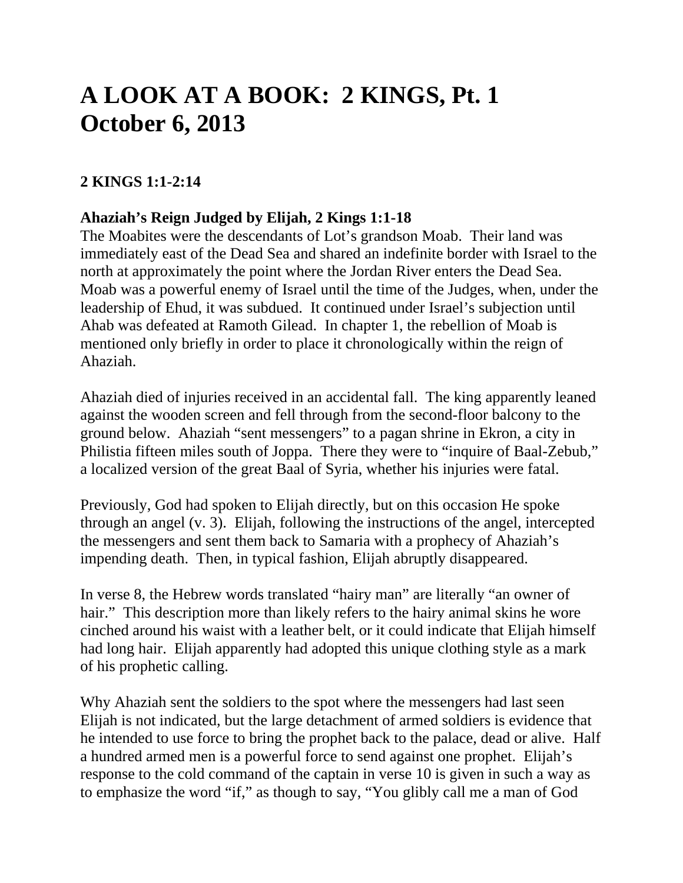# A LOOK AT A BOOK: 2 KINGS, Pt. 1
# October 6, 2013

**2 KINGS 1:1-2:14**

**Ahaziah's Reign Judged by Elijah, 2 Kings 1:1-18**
The Moabites were the descendants of Lot's grandson Moab. Their land was immediately east of the Dead Sea and shared an indefinite border with Israel to the north at approximately the point where the Jordan River enters the Dead Sea. Moab was a powerful enemy of Israel until the time of the Judges, when, under the leadership of Ehud, it was subdued. It continued under Israel's subjection until Ahab was defeated at Ramoth Gilead. In chapter 1, the rebellion of Moab is mentioned only briefly in order to place it chronologically within the reign of Ahaziah.

Ahaziah died of injuries received in an accidental fall. The king apparently leaned against the wooden screen and fell through from the second-floor balcony to the ground below. Ahaziah "sent messengers" to a pagan shrine in Ekron, a city in Philistia fifteen miles south of Joppa. There they were to "inquire of Baal-Zebub," a localized version of the great Baal of Syria, whether his injuries were fatal.

Previously, God had spoken to Elijah directly, but on this occasion He spoke through an angel (v. 3). Elijah, following the instructions of the angel, intercepted the messengers and sent them back to Samaria with a prophecy of Ahaziah's impending death. Then, in typical fashion, Elijah abruptly disappeared.

In verse 8, the Hebrew words translated "hairy man" are literally "an owner of hair." This description more than likely refers to the hairy animal skins he wore cinched around his waist with a leather belt, or it could indicate that Elijah himself had long hair. Elijah apparently had adopted this unique clothing style as a mark of his prophetic calling.

Why Ahaziah sent the soldiers to the spot where the messengers had last seen Elijah is not indicated, but the large detachment of armed soldiers is evidence that he intended to use force to bring the prophet back to the palace, dead or alive. Half a hundred armed men is a powerful force to send against one prophet. Elijah's response to the cold command of the captain in verse 10 is given in such a way as to emphasize the word "if," as though to say, "You glibly call me a man of God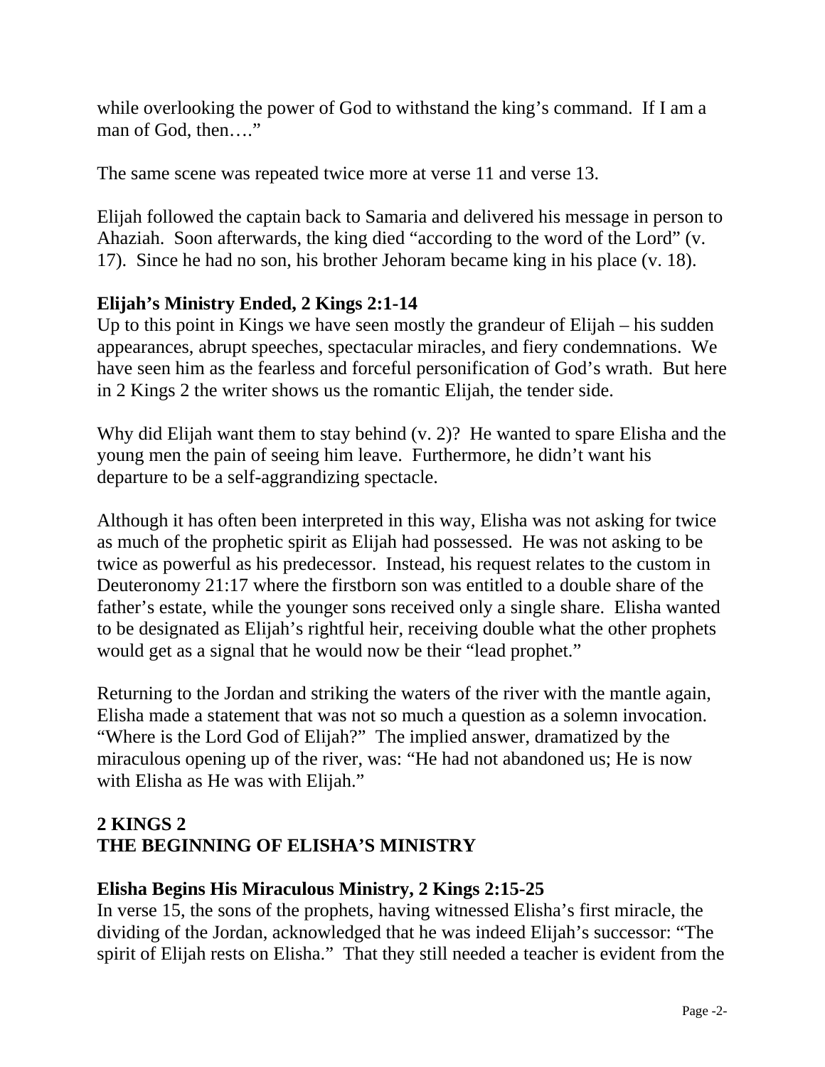while overlooking the power of God to withstand the king's command. If I am a man of God, then…."

The same scene was repeated twice more at verse 11 and verse 13.

Elijah followed the captain back to Samaria and delivered his message in person to Ahaziah. Soon afterwards, the king died "according to the word of the Lord" (v. 17). Since he had no son, his brother Jehoram became king in his place (v. 18).

**Elijah's Ministry Ended, 2 Kings 2:1-14**
Up to this point in Kings we have seen mostly the grandeur of Elijah – his sudden appearances, abrupt speeches, spectacular miracles, and fiery condemnations. We have seen him as the fearless and forceful personification of God's wrath. But here in 2 Kings 2 the writer shows us the romantic Elijah, the tender side.

Why did Elijah want them to stay behind (v. 2)? He wanted to spare Elisha and the young men the pain of seeing him leave. Furthermore, he didn't want his departure to be a self-aggrandizing spectacle.

Although it has often been interpreted in this way, Elisha was not asking for twice as much of the prophetic spirit as Elijah had possessed. He was not asking to be twice as powerful as his predecessor. Instead, his request relates to the custom in Deuteronomy 21:17 where the firstborn son was entitled to a double share of the father's estate, while the younger sons received only a single share. Elisha wanted to be designated as Elijah's rightful heir, receiving double what the other prophets would get as a signal that he would now be their "lead prophet."

Returning to the Jordan and striking the waters of the river with the mantle again, Elisha made a statement that was not so much a question as a solemn invocation. "Where is the Lord God of Elijah?" The implied answer, dramatized by the miraculous opening up of the river, was: "He had not abandoned us; He is now with Elisha as He was with Elijah."

## 2 KINGS 2
## THE BEGINNING OF ELISHA'S MINISTRY

**Elisha Begins His Miraculous Ministry, 2 Kings 2:15-25**
In verse 15, the sons of the prophets, having witnessed Elisha's first miracle, the dividing of the Jordan, acknowledged that he was indeed Elijah's successor: "The spirit of Elijah rests on Elisha." That they still needed a teacher is evident from the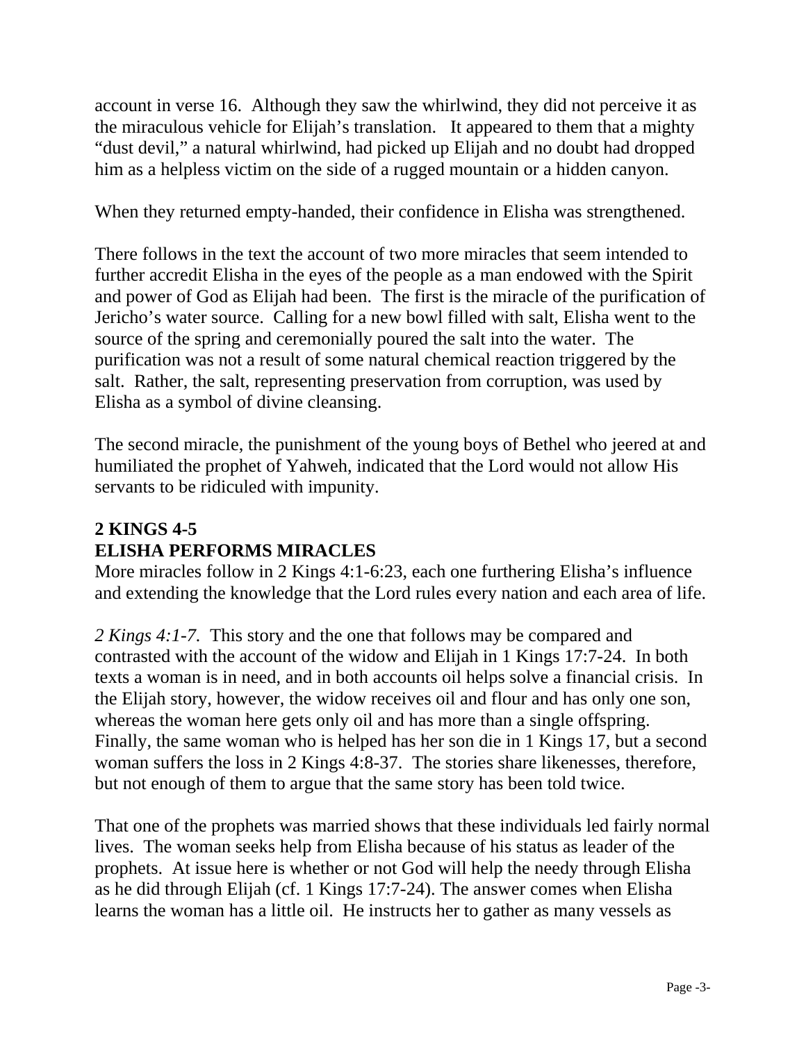account in verse 16. Although they saw the whirlwind, they did not perceive it as the miraculous vehicle for Elijah's translation. It appeared to them that a mighty "dust devil," a natural whirlwind, had picked up Elijah and no doubt had dropped him as a helpless victim on the side of a rugged mountain or a hidden canyon.

When they returned empty-handed, their confidence in Elisha was strengthened.

There follows in the text the account of two more miracles that seem intended to further accredit Elisha in the eyes of the people as a man endowed with the Spirit and power of God as Elijah had been. The first is the miracle of the purification of Jericho's water source. Calling for a new bowl filled with salt, Elisha went to the source of the spring and ceremonially poured the salt into the water. The purification was not a result of some natural chemical reaction triggered by the salt. Rather, the salt, representing preservation from corruption, was used by Elisha as a symbol of divine cleansing.

The second miracle, the punishment of the young boys of Bethel who jeered at and humiliated the prophet of Yahweh, indicated that the Lord would not allow His servants to be ridiculed with impunity.

## 2 KINGS 4-5
## ELISHA PERFORMS MIRACLES

More miracles follow in 2 Kings 4:1-6:23, each one furthering Elisha's influence and extending the knowledge that the Lord rules every nation and each area of life.

*2 Kings 4:1-7.* This story and the one that follows may be compared and contrasted with the account of the widow and Elijah in 1 Kings 17:7-24. In both texts a woman is in need, and in both accounts oil helps solve a financial crisis. In the Elijah story, however, the widow receives oil and flour and has only one son, whereas the woman here gets only oil and has more than a single offspring. Finally, the same woman who is helped has her son die in 1 Kings 17, but a second woman suffers the loss in 2 Kings 4:8-37. The stories share likenesses, therefore, but not enough of them to argue that the same story has been told twice.

That one of the prophets was married shows that these individuals led fairly normal lives. The woman seeks help from Elisha because of his status as leader of the prophets. At issue here is whether or not God will help the needy through Elisha as he did through Elijah (cf. 1 Kings 17:7-24). The answer comes when Elisha learns the woman has a little oil. He instructs her to gather as many vessels as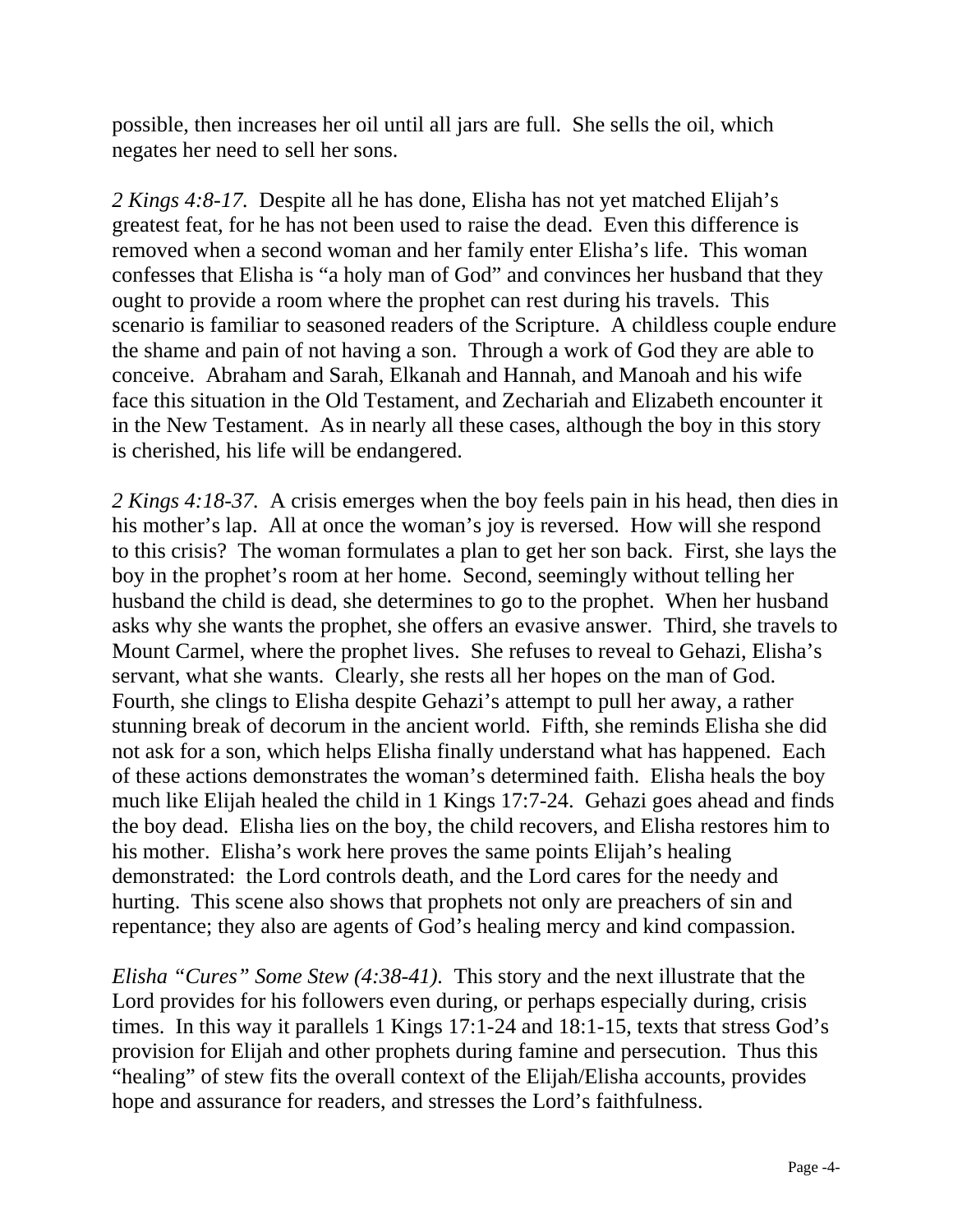possible, then increases her oil until all jars are full. She sells the oil, which negates her need to sell her sons.

*2 Kings 4:8-17.* Despite all he has done, Elisha has not yet matched Elijah's greatest feat, for he has not been used to raise the dead. Even this difference is removed when a second woman and her family enter Elisha's life. This woman confesses that Elisha is "a holy man of God" and convinces her husband that they ought to provide a room where the prophet can rest during his travels. This scenario is familiar to seasoned readers of the Scripture. A childless couple endure the shame and pain of not having a son. Through a work of God they are able to conceive. Abraham and Sarah, Elkanah and Hannah, and Manoah and his wife face this situation in the Old Testament, and Zechariah and Elizabeth encounter it in the New Testament. As in nearly all these cases, although the boy in this story is cherished, his life will be endangered.

*2 Kings 4:18-37.* A crisis emerges when the boy feels pain in his head, then dies in his mother's lap. All at once the woman's joy is reversed. How will she respond to this crisis? The woman formulates a plan to get her son back. First, she lays the boy in the prophet's room at her home. Second, seemingly without telling her husband the child is dead, she determines to go to the prophet. When her husband asks why she wants the prophet, she offers an evasive answer. Third, she travels to Mount Carmel, where the prophet lives. She refuses to reveal to Gehazi, Elisha's servant, what she wants. Clearly, she rests all her hopes on the man of God. Fourth, she clings to Elisha despite Gehazi's attempt to pull her away, a rather stunning break of decorum in the ancient world. Fifth, she reminds Elisha she did not ask for a son, which helps Elisha finally understand what has happened. Each of these actions demonstrates the woman's determined faith. Elisha heals the boy much like Elijah healed the child in 1 Kings 17:7-24. Gehazi goes ahead and finds the boy dead. Elisha lies on the boy, the child recovers, and Elisha restores him to his mother. Elisha's work here proves the same points Elijah's healing demonstrated: the Lord controls death, and the Lord cares for the needy and hurting. This scene also shows that prophets not only are preachers of sin and repentance; they also are agents of God's healing mercy and kind compassion.

*Elisha "Cures" Some Stew (4:38-41).* This story and the next illustrate that the Lord provides for his followers even during, or perhaps especially during, crisis times. In this way it parallels 1 Kings 17:1-24 and 18:1-15, texts that stress God's provision for Elijah and other prophets during famine and persecution. Thus this "healing" of stew fits the overall context of the Elijah/Elisha accounts, provides hope and assurance for readers, and stresses the Lord's faithfulness.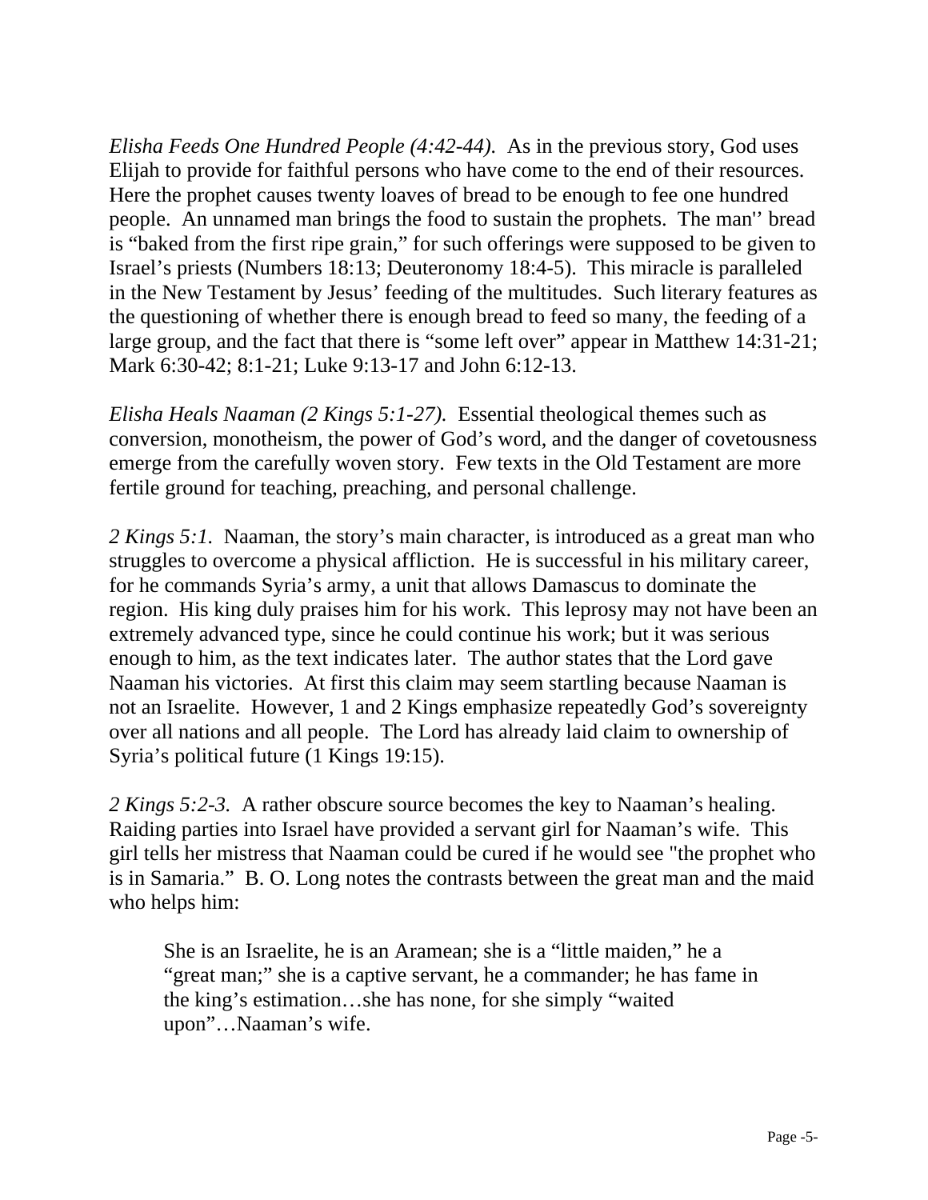*Elisha Feeds One Hundred People (4:42-44).* As in the previous story, God uses Elijah to provide for faithful persons who have come to the end of their resources. Here the prophet causes twenty loaves of bread to be enough to fee one hundred people. An unnamed man brings the food to sustain the prophets. The man'' bread is "baked from the first ripe grain," for such offerings were supposed to be given to Israel's priests (Numbers 18:13; Deuteronomy 18:4-5). This miracle is paralleled in the New Testament by Jesus' feeding of the multitudes. Such literary features as the questioning of whether there is enough bread to feed so many, the feeding of a large group, and the fact that there is "some left over" appear in Matthew 14:31-21; Mark 6:30-42; 8:1-21; Luke 9:13-17 and John 6:12-13.

*Elisha Heals Naaman (2 Kings 5:1-27).* Essential theological themes such as conversion, monotheism, the power of God's word, and the danger of covetousness emerge from the carefully woven story. Few texts in the Old Testament are more fertile ground for teaching, preaching, and personal challenge.

*2 Kings 5:1.* Naaman, the story's main character, is introduced as a great man who struggles to overcome a physical affliction. He is successful in his military career, for he commands Syria's army, a unit that allows Damascus to dominate the region. His king duly praises him for his work. This leprosy may not have been an extremely advanced type, since he could continue his work; but it was serious enough to him, as the text indicates later. The author states that the Lord gave Naaman his victories. At first this claim may seem startling because Naaman is not an Israelite. However, 1 and 2 Kings emphasize repeatedly God's sovereignty over all nations and all people. The Lord has already laid claim to ownership of Syria's political future (1 Kings 19:15).

*2 Kings 5:2-3.* A rather obscure source becomes the key to Naaman's healing. Raiding parties into Israel have provided a servant girl for Naaman's wife. This girl tells her mistress that Naaman could be cured if he would see "the prophet who is in Samaria." B. O. Long notes the contrasts between the great man and the maid who helps him:

> She is an Israelite, he is an Aramean; she is a "little maiden," he a "great man;" she is a captive servant, he a commander; he has fame in the king's estimation…she has none, for she simply "waited upon"…Naaman's wife.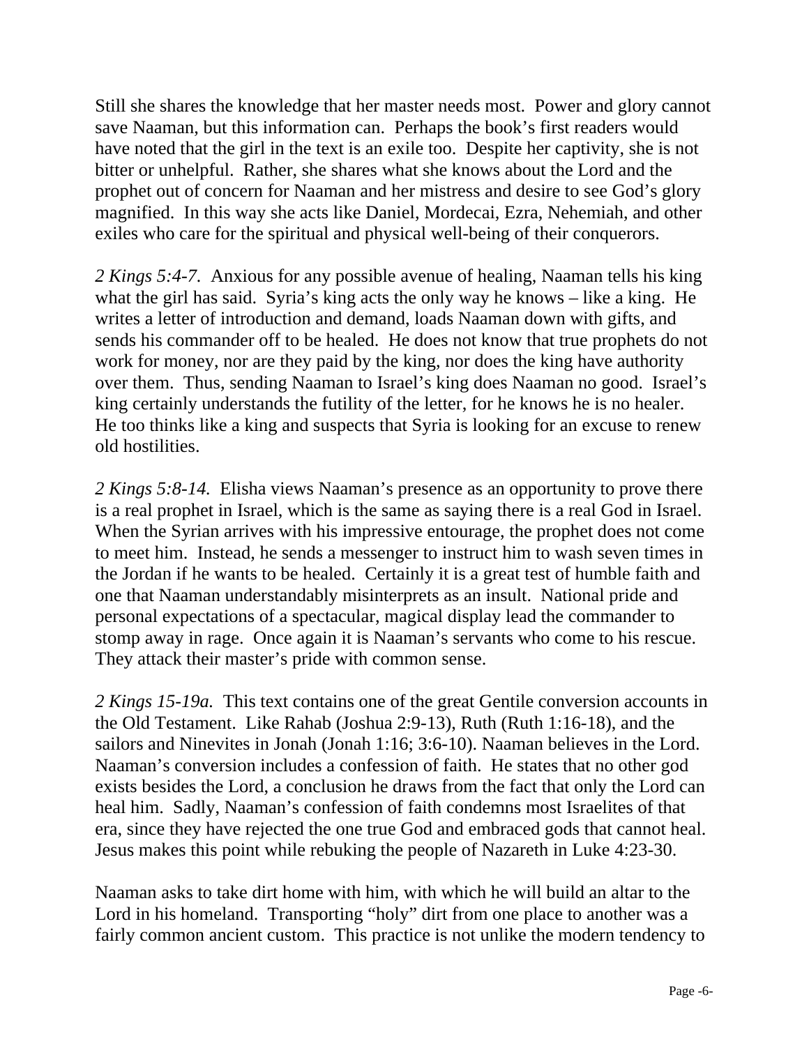Still she shares the knowledge that her master needs most. Power and glory cannot save Naaman, but this information can. Perhaps the book's first readers would have noted that the girl in the text is an exile too. Despite her captivity, she is not bitter or unhelpful. Rather, she shares what she knows about the Lord and the prophet out of concern for Naaman and her mistress and desire to see God's glory magnified. In this way she acts like Daniel, Mordecai, Ezra, Nehemiah, and other exiles who care for the spiritual and physical well-being of their conquerors.

*2 Kings 5:4-7.* Anxious for any possible avenue of healing, Naaman tells his king what the girl has said. Syria's king acts the only way he knows – like a king. He writes a letter of introduction and demand, loads Naaman down with gifts, and sends his commander off to be healed. He does not know that true prophets do not work for money, nor are they paid by the king, nor does the king have authority over them. Thus, sending Naaman to Israel's king does Naaman no good. Israel's king certainly understands the futility of the letter, for he knows he is no healer. He too thinks like a king and suspects that Syria is looking for an excuse to renew old hostilities.

*2 Kings 5:8-14.* Elisha views Naaman's presence as an opportunity to prove there is a real prophet in Israel, which is the same as saying there is a real God in Israel. When the Syrian arrives with his impressive entourage, the prophet does not come to meet him. Instead, he sends a messenger to instruct him to wash seven times in the Jordan if he wants to be healed. Certainly it is a great test of humble faith and one that Naaman understandably misinterprets as an insult. National pride and personal expectations of a spectacular, magical display lead the commander to stomp away in rage. Once again it is Naaman's servants who come to his rescue. They attack their master's pride with common sense.

*2 Kings 15-19a.* This text contains one of the great Gentile conversion accounts in the Old Testament. Like Rahab (Joshua 2:9-13), Ruth (Ruth 1:16-18), and the sailors and Ninevites in Jonah (Jonah 1:16; 3:6-10). Naaman believes in the Lord. Naaman's conversion includes a confession of faith. He states that no other god exists besides the Lord, a conclusion he draws from the fact that only the Lord can heal him. Sadly, Naaman's confession of faith condemns most Israelites of that era, since they have rejected the one true God and embraced gods that cannot heal. Jesus makes this point while rebuking the people of Nazareth in Luke 4:23-30.

Naaman asks to take dirt home with him, with which he will build an altar to the Lord in his homeland. Transporting "holy" dirt from one place to another was a fairly common ancient custom. This practice is not unlike the modern tendency to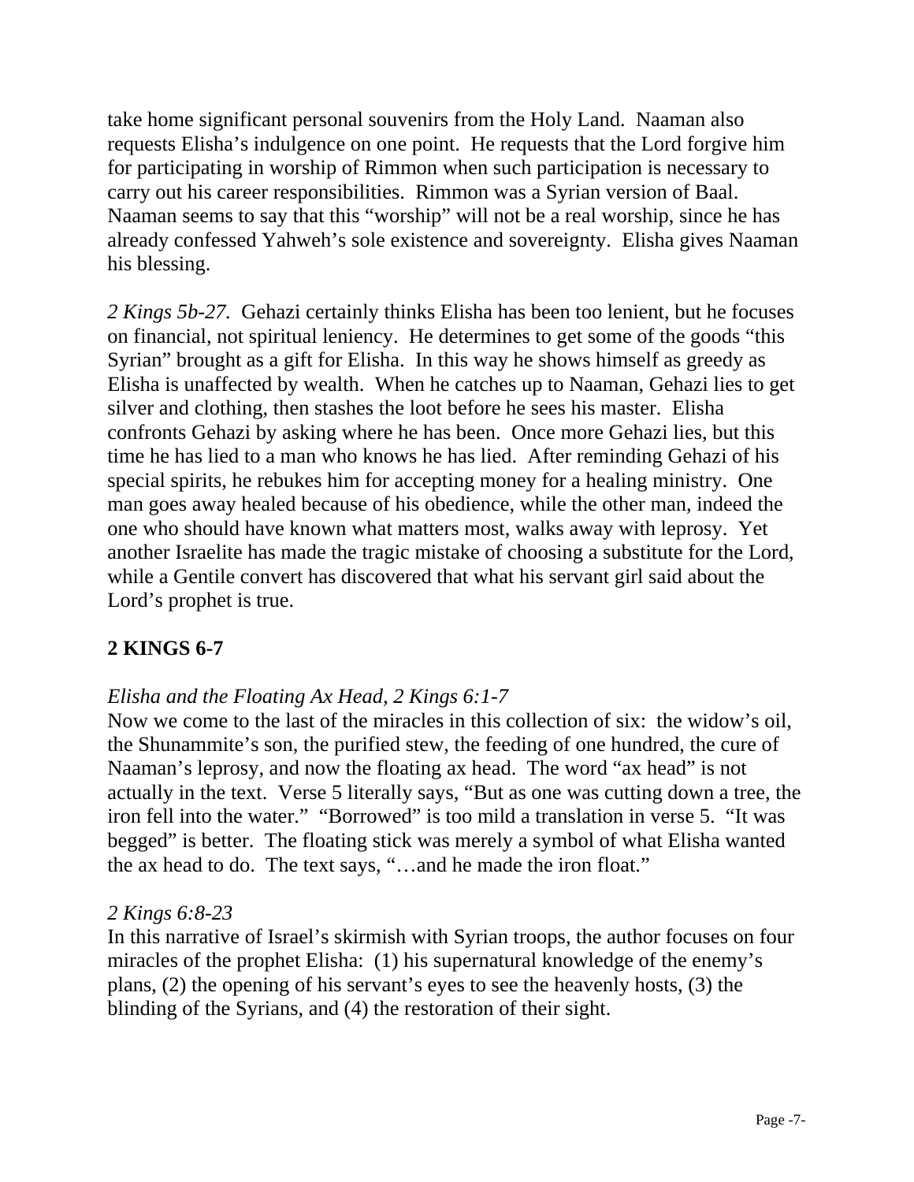take home significant personal souvenirs from the Holy Land. Naaman also requests Elisha's indulgence on one point. He requests that the Lord forgive him for participating in worship of Rimmon when such participation is necessary to carry out his career responsibilities. Rimmon was a Syrian version of Baal. Naaman seems to say that this "worship" will not be a real worship, since he has already confessed Yahweh's sole existence and sovereignty. Elisha gives Naaman his blessing.

*2 Kings 5b-27.* Gehazi certainly thinks Elisha has been too lenient, but he focuses on financial, not spiritual leniency. He determines to get some of the goods "this Syrian" brought as a gift for Elisha. In this way he shows himself as greedy as Elisha is unaffected by wealth. When he catches up to Naaman, Gehazi lies to get silver and clothing, then stashes the loot before he sees his master. Elisha confronts Gehazi by asking where he has been. Once more Gehazi lies, but this time he has lied to a man who knows he has lied. After reminding Gehazi of his special spirits, he rebukes him for accepting money for a healing ministry. One man goes away healed because of his obedience, while the other man, indeed the one who should have known what matters most, walks away with leprosy. Yet another Israelite has made the tragic mistake of choosing a substitute for the Lord, while a Gentile convert has discovered that what his servant girl said about the Lord's prophet is true.

## 2 KINGS 6-7

*Elisha and the Floating Ax Head, 2 Kings 6:1-7*

Now we come to the last of the miracles in this collection of six: the widow's oil, the Shunammite's son, the purified stew, the feeding of one hundred, the cure of Naaman's leprosy, and now the floating ax head. The word "ax head" is not actually in the text. Verse 5 literally says, "But as one was cutting down a tree, the iron fell into the water." "Borrowed" is too mild a translation in verse 5. "It was begged" is better. The floating stick was merely a symbol of what Elisha wanted the ax head to do. The text says, "…and he made the iron float."

*2 Kings 6:8-23*

In this narrative of Israel's skirmish with Syrian troops, the author focuses on four miracles of the prophet Elisha: (1) his supernatural knowledge of the enemy's plans, (2) the opening of his servant's eyes to see the heavenly hosts, (3) the blinding of the Syrians, and (4) the restoration of their sight.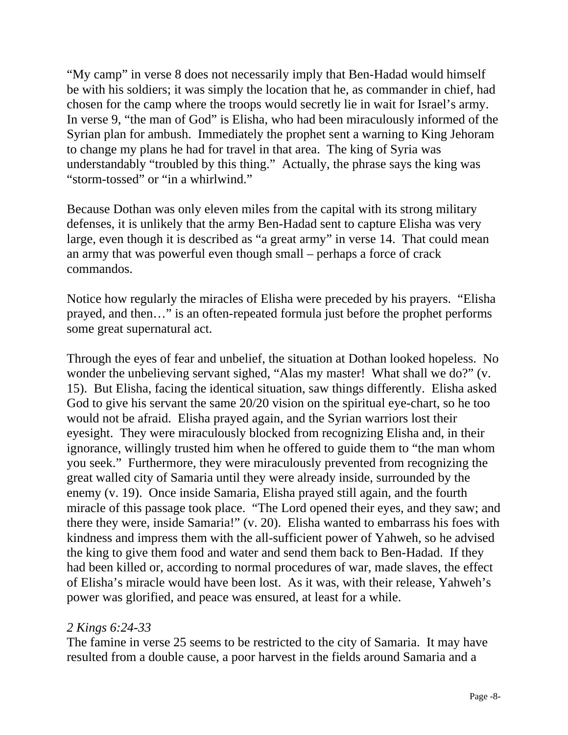"My camp" in verse 8 does not necessarily imply that Ben-Hadad would himself be with his soldiers; it was simply the location that he, as commander in chief, had chosen for the camp where the troops would secretly lie in wait for Israel's army. In verse 9, "the man of God" is Elisha, who had been miraculously informed of the Syrian plan for ambush. Immediately the prophet sent a warning to King Jehoram to change my plans he had for travel in that area. The king of Syria was understandably "troubled by this thing." Actually, the phrase says the king was "storm-tossed" or "in a whirlwind."

Because Dothan was only eleven miles from the capital with its strong military defenses, it is unlikely that the army Ben-Hadad sent to capture Elisha was very large, even though it is described as "a great army" in verse 14. That could mean an army that was powerful even though small – perhaps a force of crack commandos.

Notice how regularly the miracles of Elisha were preceded by his prayers. "Elisha prayed, and then…" is an often-repeated formula just before the prophet performs some great supernatural act.

Through the eyes of fear and unbelief, the situation at Dothan looked hopeless. No wonder the unbelieving servant sighed, "Alas my master! What shall we do?" (v. 15). But Elisha, facing the identical situation, saw things differently. Elisha asked God to give his servant the same 20/20 vision on the spiritual eye-chart, so he too would not be afraid. Elisha prayed again, and the Syrian warriors lost their eyesight. They were miraculously blocked from recognizing Elisha and, in their ignorance, willingly trusted him when he offered to guide them to "the man whom you seek." Furthermore, they were miraculously prevented from recognizing the great walled city of Samaria until they were already inside, surrounded by the enemy (v. 19). Once inside Samaria, Elisha prayed still again, and the fourth miracle of this passage took place. "The Lord opened their eyes, and they saw; and there they were, inside Samaria!" (v. 20). Elisha wanted to embarrass his foes with kindness and impress them with the all-sufficient power of Yahweh, so he advised the king to give them food and water and send them back to Ben-Hadad. If they had been killed or, according to normal procedures of war, made slaves, the effect of Elisha's miracle would have been lost. As it was, with their release, Yahweh's power was glorified, and peace was ensured, at least for a while.

*2 Kings 6:24-33*

The famine in verse 25 seems to be restricted to the city of Samaria. It may have resulted from a double cause, a poor harvest in the fields around Samaria and a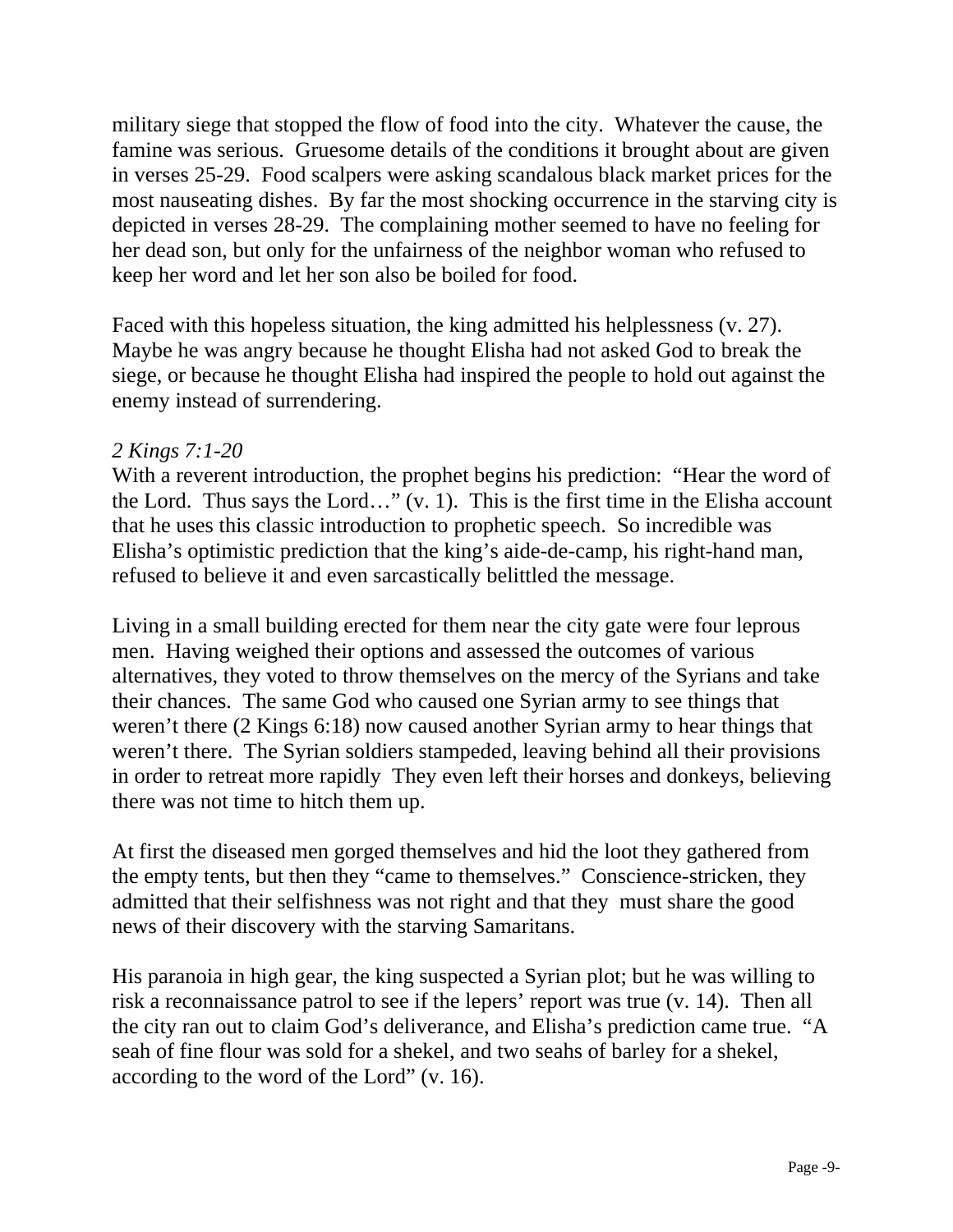military siege that stopped the flow of food into the city. Whatever the cause, the famine was serious. Gruesome details of the conditions it brought about are given in verses 25-29. Food scalpers were asking scandalous black market prices for the most nauseating dishes. By far the most shocking occurrence in the starving city is depicted in verses 28-29. The complaining mother seemed to have no feeling for her dead son, but only for the unfairness of the neighbor woman who refused to keep her word and let her son also be boiled for food.

Faced with this hopeless situation, the king admitted his helplessness (v. 27). Maybe he was angry because he thought Elisha had not asked God to break the siege, or because he thought Elisha had inspired the people to hold out against the enemy instead of surrendering.

*2 Kings 7:1-20*
With a reverent introduction, the prophet begins his prediction: "Hear the word of the Lord. Thus says the Lord…" (v. 1). This is the first time in the Elisha account that he uses this classic introduction to prophetic speech. So incredible was Elisha's optimistic prediction that the king's aide-de-camp, his right-hand man, refused to believe it and even sarcastically belittled the message.

Living in a small building erected for them near the city gate were four leprous men. Having weighed their options and assessed the outcomes of various alternatives, they voted to throw themselves on the mercy of the Syrians and take their chances. The same God who caused one Syrian army to see things that weren't there (2 Kings 6:18) now caused another Syrian army to hear things that weren't there. The Syrian soldiers stampeded, leaving behind all their provisions in order to retreat more rapidly They even left their horses and donkeys, believing there was not time to hitch them up.

At first the diseased men gorged themselves and hid the loot they gathered from the empty tents, but then they "came to themselves." Conscience-stricken, they admitted that their selfishness was not right and that they must share the good news of their discovery with the starving Samaritans.

His paranoia in high gear, the king suspected a Syrian plot; but he was willing to risk a reconnaissance patrol to see if the lepers' report was true (v. 14). Then all the city ran out to claim God's deliverance, and Elisha's prediction came true. "A seah of fine flour was sold for a shekel, and two seahs of barley for a shekel, according to the word of the Lord" (v. 16).